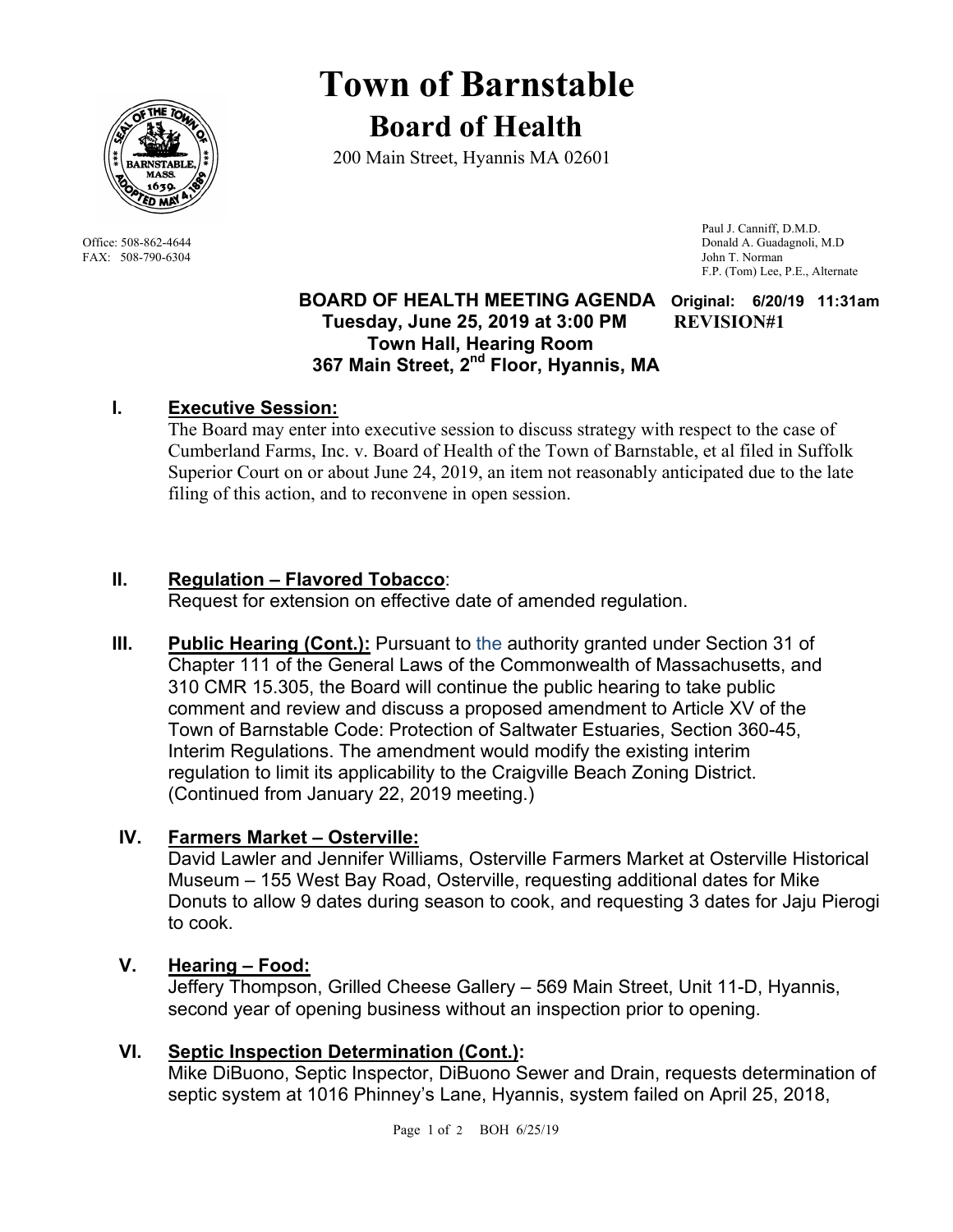# Town of Barnstable

## Board of Health

200 Main Street, Hyannis MA 02601

Office: 508-862-4644
FAX: 508-790-6304

Paul J. Canniff, D.M.D.
Donald A. Guadagnoli, M.D
John T. Norman
F.P. (Tom) Lee, P.E., Alternate

**BOARD OF HEALTH MEETING AGENDA** **Original: 6/20/19 11:31am**
**Tuesday, June 25, 2019 at 3:00 PM** **REVISION#1**
**Town Hall, Hearing Room**
**367 Main Street, 2nd Floor, Hyannis, MA**

**I. Executive Session:**
The Board may enter into executive session to discuss strategy with respect to the case of Cumberland Farms, Inc. v. Board of Health of the Town of Barnstable, et al filed in Suffolk Superior Court on or about June 24, 2019, an item not reasonably anticipated due to the late filing of this action, and to reconvene in open session.

**II. Regulation – Flavored Tobacco:**
Request for extension on effective date of amended regulation.

**III. Public Hearing (Cont.):** Pursuant to the authority granted under Section 31 of Chapter 111 of the General Laws of the Commonwealth of Massachusetts, and 310 CMR 15.305, the Board will continue the public hearing to take public comment and review and discuss a proposed amendment to Article XV of the Town of Barnstable Code: Protection of Saltwater Estuaries, Section 360-45, Interim Regulations. The amendment would modify the existing interim regulation to limit its applicability to the Craigville Beach Zoning District. (Continued from January 22, 2019 meeting.)

**IV. Farmers Market – Osterville:**
David Lawler and Jennifer Williams, Osterville Farmers Market at Osterville Historical Museum – 155 West Bay Road, Osterville, requesting additional dates for Mike Donuts to allow 9 dates during season to cook, and requesting 3 dates for Jaju Pierogi to cook.

**V. Hearing – Food:**
Jeffery Thompson, Grilled Cheese Gallery – 569 Main Street, Unit 11-D, Hyannis, second year of opening business without an inspection prior to opening.

**VI. Septic Inspection Determination (Cont.):**
Mike DiBuono, Septic Inspector, DiBuono Sewer and Drain, requests determination of septic system at 1016 Phinney's Lane, Hyannis, system failed on April 25, 2018,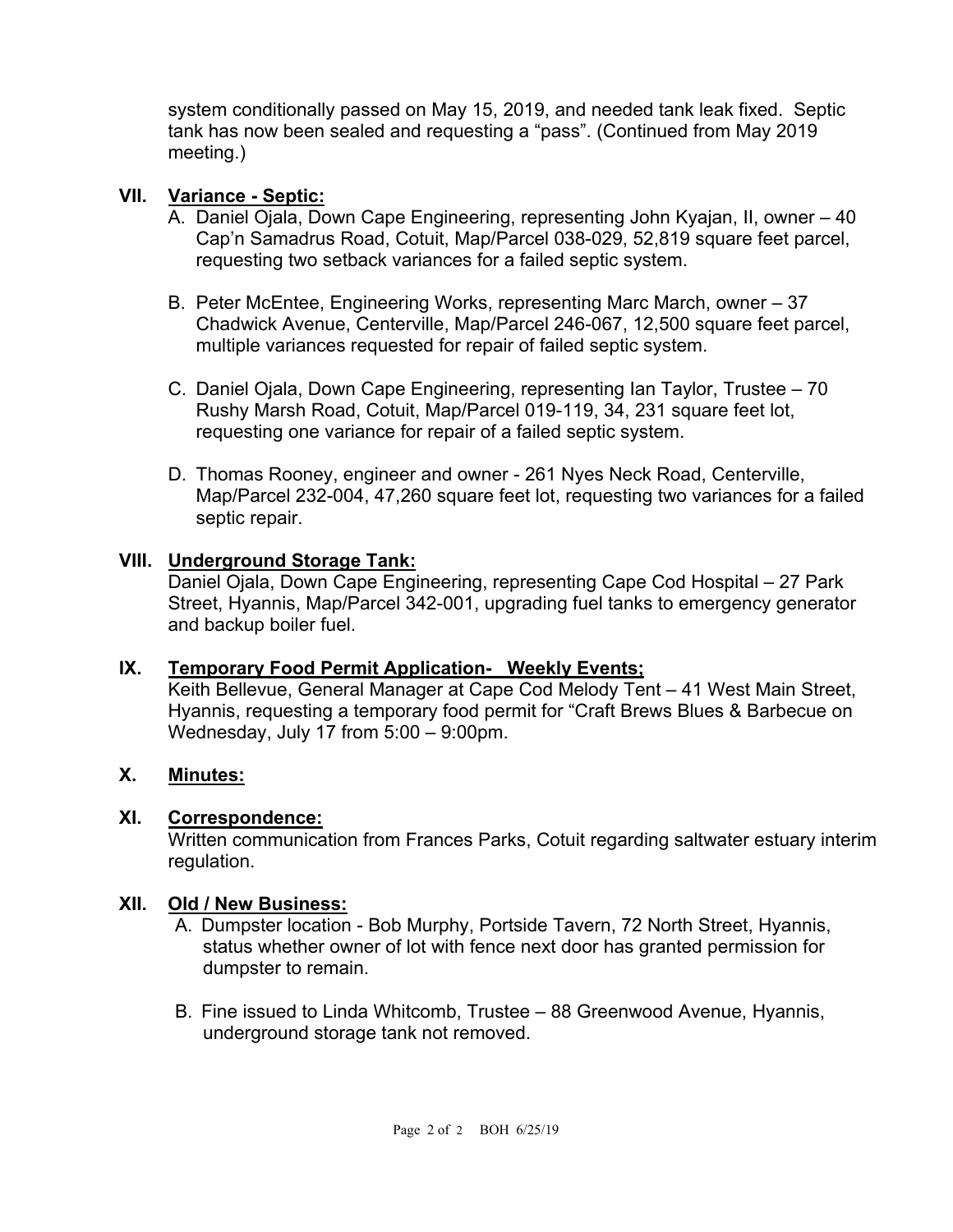system conditionally passed on May 15, 2019, and needed tank leak fixed. Septic tank has now been sealed and requesting a "pass". (Continued from May 2019 meeting.)

## VII. <u>Variance - Septic:</u>

A. Daniel Ojala, Down Cape Engineering, representing John Kyajan, II, owner – 40 Cap'n Samadrus Road, Cotuit, Map/Parcel 038-029, 52,819 square feet parcel, requesting two setback variances for a failed septic system.

B. Peter McEntee, Engineering Works, representing Marc March, owner – 37 Chadwick Avenue, Centerville, Map/Parcel 246-067, 12,500 square feet parcel, multiple variances requested for repair of failed septic system.

C. Daniel Ojala, Down Cape Engineering, representing Ian Taylor, Trustee – 70 Rushy Marsh Road, Cotuit, Map/Parcel 019-119, 34, 231 square feet lot, requesting one variance for repair of a failed septic system.

D. Thomas Rooney, engineer and owner - 261 Nyes Neck Road, Centerville, Map/Parcel 232-004, 47,260 square feet lot, requesting two variances for a failed septic repair.

## VIII. <u>Underground Storage Tank:</u>

Daniel Ojala, Down Cape Engineering, representing Cape Cod Hospital – 27 Park Street, Hyannis, Map/Parcel 342-001, upgrading fuel tanks to emergency generator and backup boiler fuel.

## IX. <u>Temporary Food Permit Application- Weekly Events;</u>

Keith Bellevue, General Manager at Cape Cod Melody Tent – 41 West Main Street, Hyannis, requesting a temporary food permit for "Craft Brews Blues & Barbecue on Wednesday, July 17 from 5:00 – 9:00pm.

## X. <u>Minutes:</u>

## XI. <u>Correspondence:</u>

Written communication from Frances Parks, Cotuit regarding saltwater estuary interim regulation.

## XII. <u>Old / New Business:</u>

A. Dumpster location - Bob Murphy, Portside Tavern, 72 North Street, Hyannis, status whether owner of lot with fence next door has granted permission for dumpster to remain.

B. Fine issued to Linda Whitcomb, Trustee – 88 Greenwood Avenue, Hyannis, underground storage tank not removed.